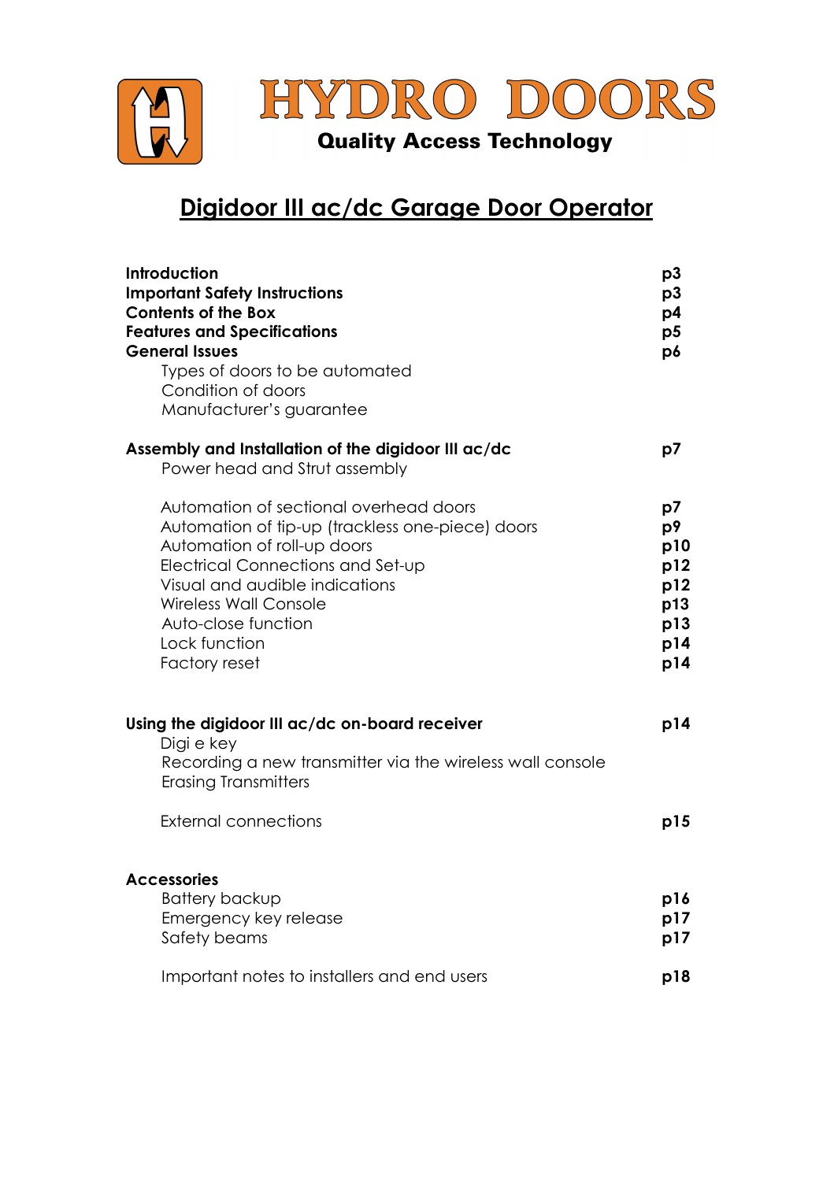# HYDRO DOORS

**Quality Access Technology**

## Digidoor III ac/dc Garage Door Operator

| | |
|---|---|
| **Introduction** | **p3** |
| **Important Safety Instructions** | **p3** |
| **Contents of the Box** | **p4** |
| **Features and Specifications** | **p5** |
| **General Issues** | **p6** |
| Types of doors to be automated | |
| Condition of doors | |
| Manufacturer's guarantee | |
| **Assembly and Installation of the digidoor III ac/dc** | **p7** |
| Power head and Strut assembly | |
| Automation of sectional overhead doors | **p7** |
| Automation of tip-up (trackless one-piece) doors | **p9** |
| Automation of roll-up doors | **p10** |
| Electrical Connections and Set-up | **p12** |
| Visual and audible indications | **p12** |
| Wireless Wall Console | **p13** |
| Auto-close function | **p13** |
| Lock function | **p14** |
| Factory reset | **p14** |
| **Using the digidoor III ac/dc on-board receiver** | **p14** |
| Digi e key | |
| Recording a new transmitter via the wireless wall console | |
| Erasing Transmitters | |
| External connections | **p15** |
| **Accessories** | |
| Battery backup | **p16** |
| Emergency key release | **p17** |
| Safety beams | **p17** |
| Important notes to installers and end users | **p18** |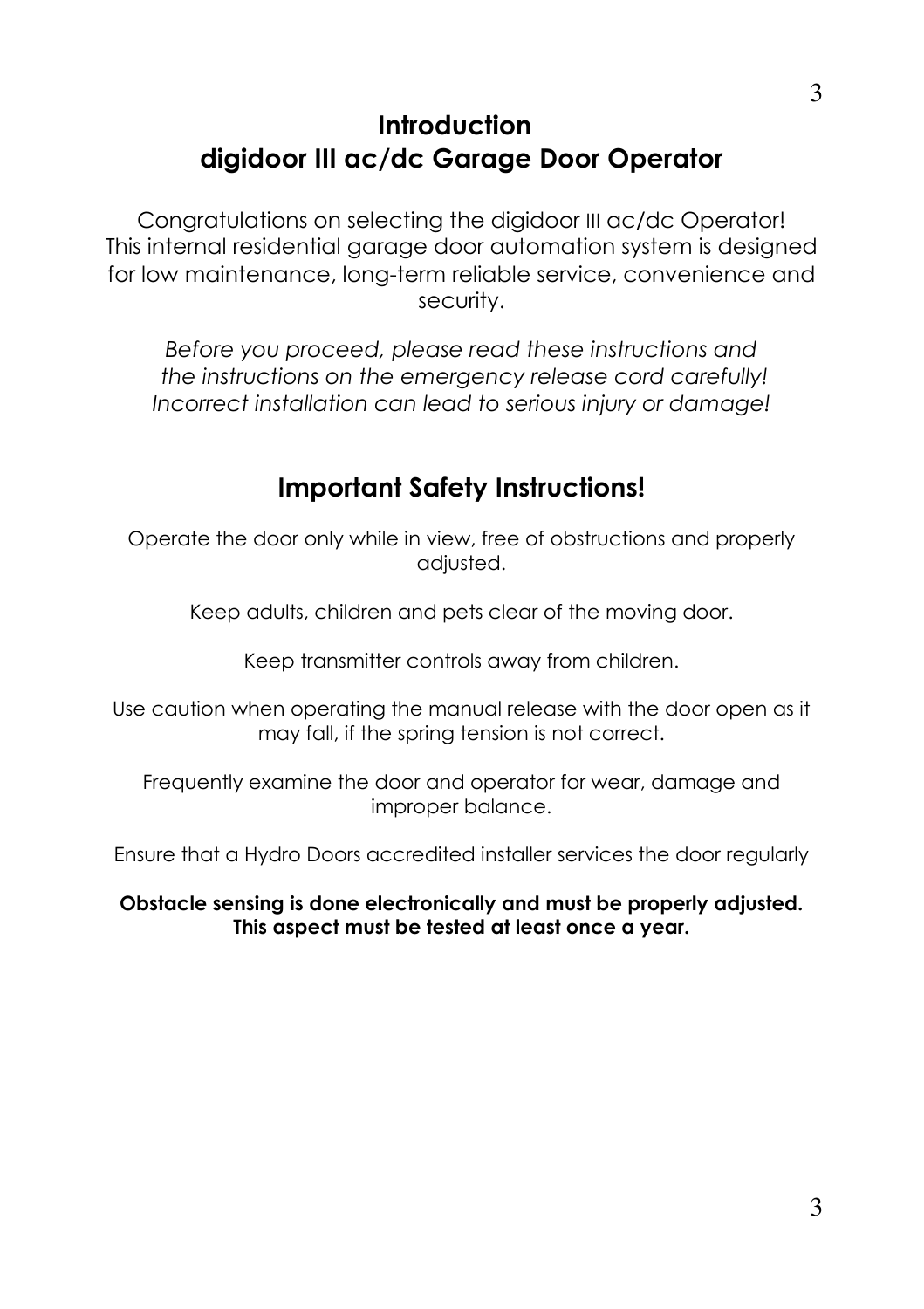# Introduction
# digidoor III ac/dc Garage Door Operator

Congratulations on selecting the digidoor III ac/dc Operator! This internal residential garage door automation system is designed for low maintenance, long-term reliable service, convenience and security.

*Before you proceed, please read these instructions and the instructions on the emergency release cord carefully! Incorrect installation can lead to serious injury or damage!*

## Important Safety Instructions!

Operate the door only while in view, free of obstructions and properly adjusted.

Keep adults, children and pets clear of the moving door.

Keep transmitter controls away from children.

Use caution when operating the manual release with the door open as it may fall, if the spring tension is not correct.

Frequently examine the door and operator for wear, damage and improper balance.

Ensure that a Hydro Doors accredited installer services the door regularly

**Obstacle sensing is done electronically and must be properly adjusted. This aspect must be tested at least once a year.**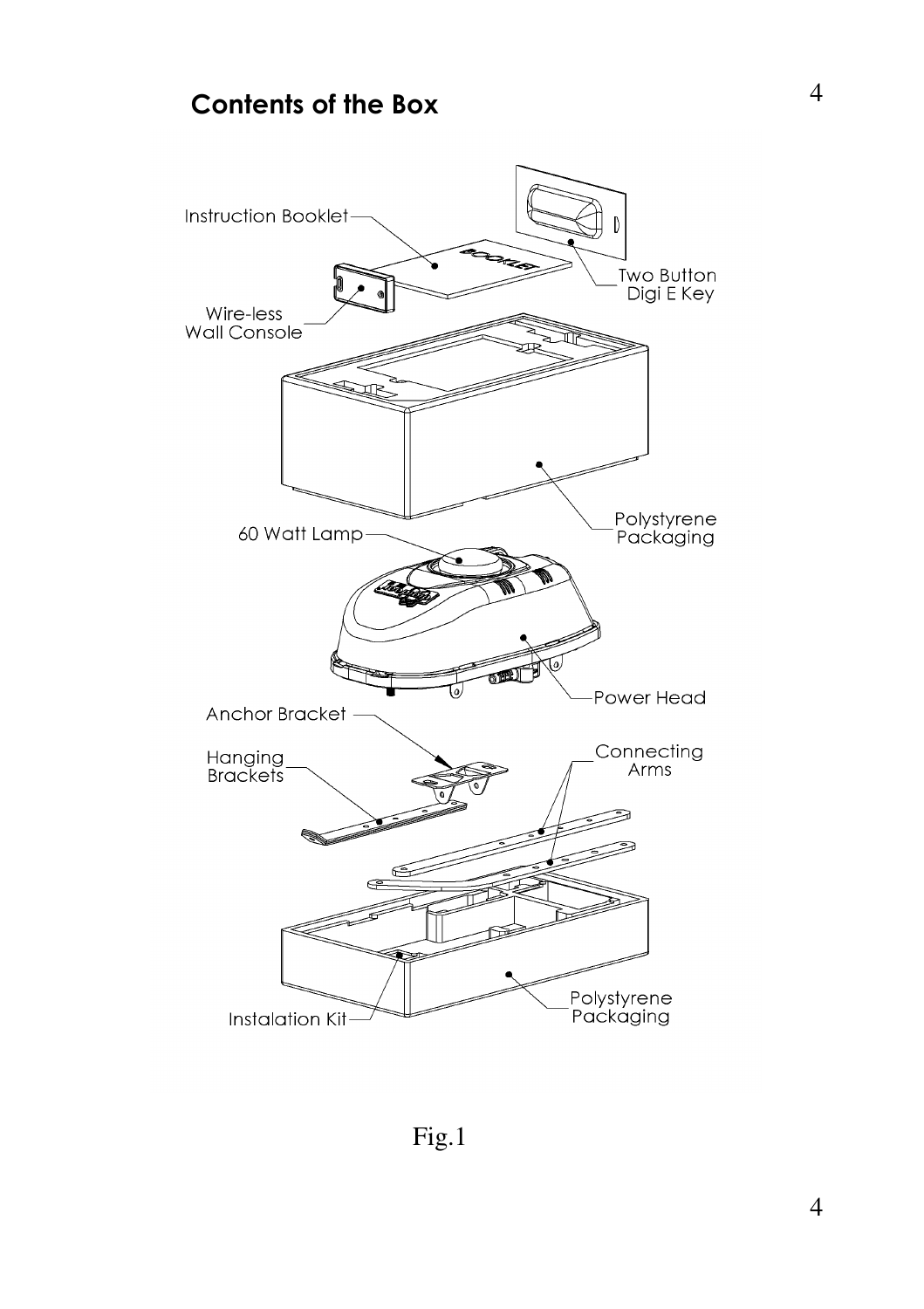## Contents of the Box

Instruction Booklet

Two Button Digi E Key

Wire-less Wall Console

Polystyrene Packaging

60 Watt Lamp

Power Head

Anchor Bracket

Hanging Brackets

Connecting Arms

Polystyrene Packaging

Instalation Kit

Fig.1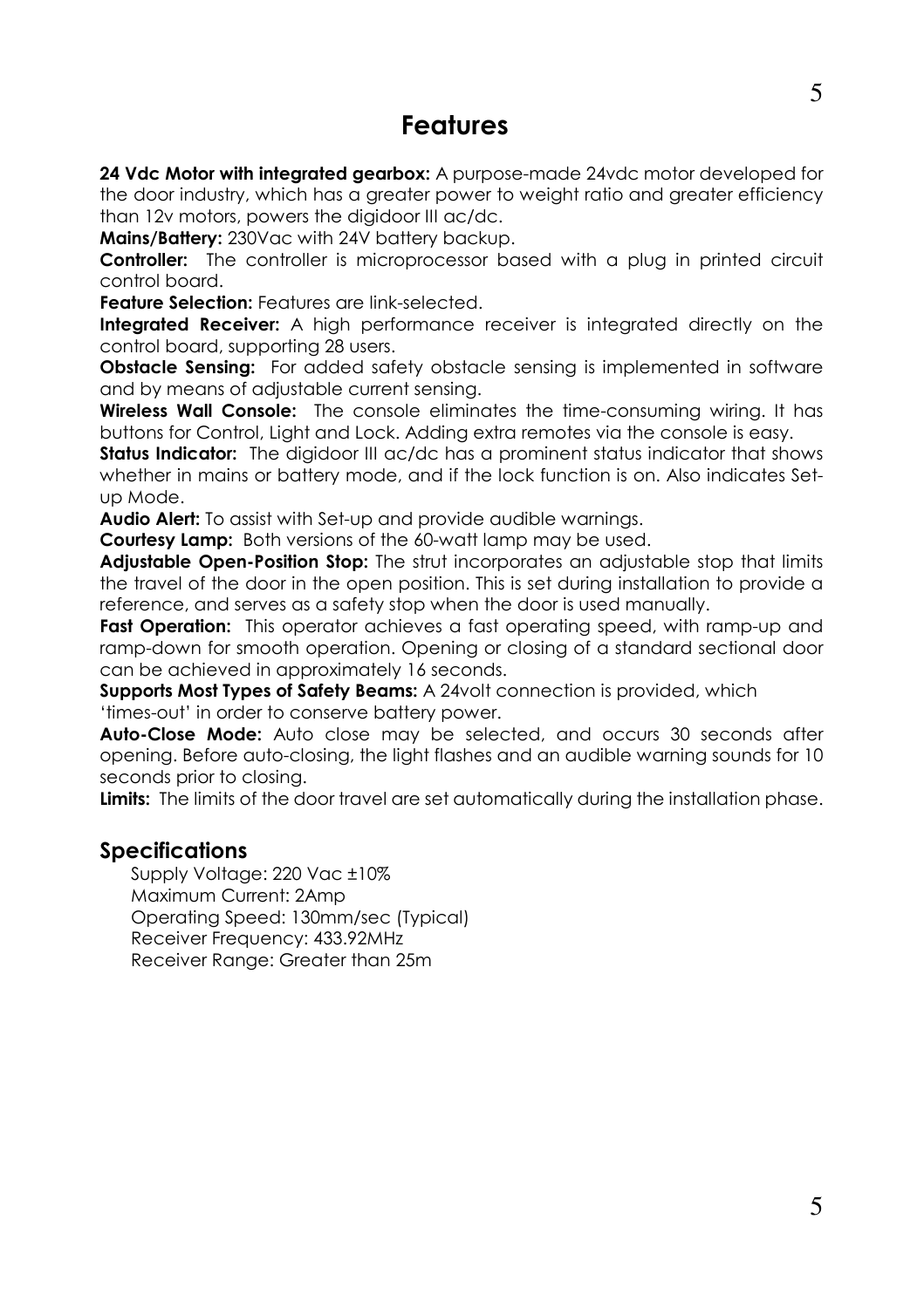# Features

**24 Vdc Motor with integrated gearbox:** A purpose-made 24vdc motor developed for the door industry, which has a greater power to weight ratio and greater efficiency than 12v motors, powers the digidoor III ac/dc.
**Mains/Battery:** 230Vac with 24V battery backup.
**Controller:** The controller is microprocessor based with a plug in printed circuit control board.
**Feature Selection:** Features are link-selected.
**Integrated Receiver:** A high performance receiver is integrated directly on the control board, supporting 28 users.
**Obstacle Sensing:** For added safety obstacle sensing is implemented in software and by means of adjustable current sensing.
**Wireless Wall Console:** The console eliminates the time-consuming wiring. It has buttons for Control, Light and Lock. Adding extra remotes via the console is easy.
**Status Indicator:** The digidoor III ac/dc has a prominent status indicator that shows whether in mains or battery mode, and if the lock function is on. Also indicates Set-up Mode.
**Audio Alert:** To assist with Set-up and provide audible warnings.
**Courtesy Lamp:** Both versions of the 60-watt lamp may be used.
**Adjustable Open-Position Stop:** The strut incorporates an adjustable stop that limits the travel of the door in the open position. This is set during installation to provide a reference, and serves as a safety stop when the door is used manually.
**Fast Operation:** This operator achieves a fast operating speed, with ramp-up and ramp-down for smooth operation. Opening or closing of a standard sectional door can be achieved in approximately 16 seconds.
**Supports Most Types of Safety Beams:** A 24volt connection is provided, which 'times-out' in order to conserve battery power.
**Auto-Close Mode:** Auto close may be selected, and occurs 30 seconds after opening. Before auto-closing, the light flashes and an audible warning sounds for 10 seconds prior to closing.
**Limits:** The limits of the door travel are set automatically during the installation phase.

## Specifications

Supply Voltage: 220 Vac ±10%
Maximum Current: 2Amp
Operating Speed: 130mm/sec (Typical)
Receiver Frequency: 433.92MHz
Receiver Range: Greater than 25m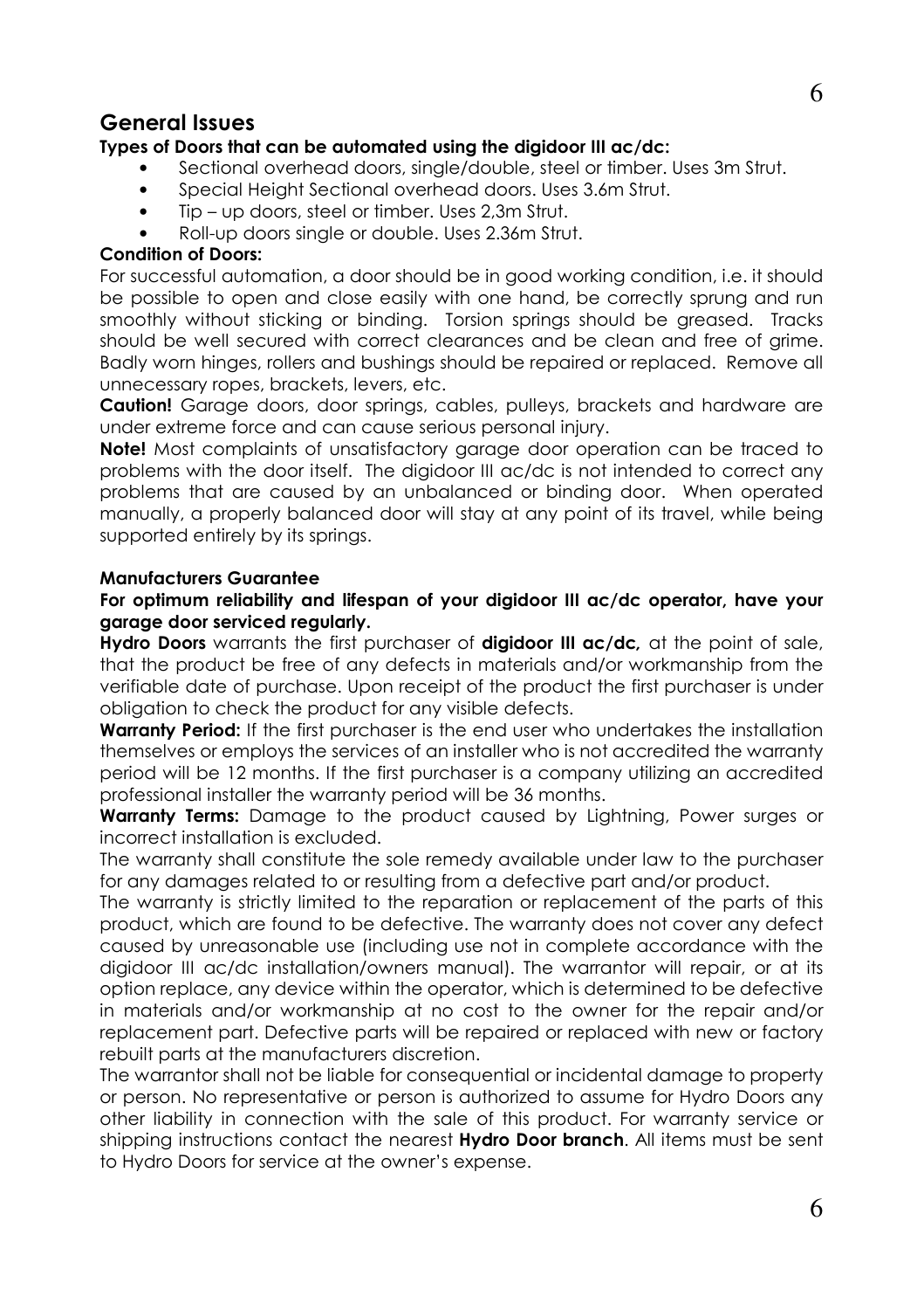## General Issues

**Types of Doors that can be automated using the digidoor III ac/dc:**

- Sectional overhead doors, single/double, steel or timber. Uses 3m Strut.
- Special Height Sectional overhead doors. Uses 3.6m Strut.
- Tip – up doors, steel or timber. Uses 2,3m Strut.
- Roll-up doors single or double. Uses 2.36m Strut.

**Condition of Doors:**

For successful automation, a door should be in good working condition, i.e. it should be possible to open and close easily with one hand, be correctly sprung and run smoothly without sticking or binding. Torsion springs should be greased. Tracks should be well secured with correct clearances and be clean and free of grime. Badly worn hinges, rollers and bushings should be repaired or replaced. Remove all unnecessary ropes, brackets, levers, etc.

**Caution!** Garage doors, door springs, cables, pulleys, brackets and hardware are under extreme force and can cause serious personal injury.

**Note!** Most complaints of unsatisfactory garage door operation can be traced to problems with the door itself. The digidoor III ac/dc is not intended to correct any problems that are caused by an unbalanced or binding door. When operated manually, a properly balanced door will stay at any point of its travel, while being supported entirely by its springs.

**Manufacturers Guarantee**

**For optimum reliability and lifespan of your digidoor III ac/dc operator, have your garage door serviced regularly.**

**Hydro Doors** warrants the first purchaser of **digidoor III ac/dc,** at the point of sale, that the product be free of any defects in materials and/or workmanship from the verifiable date of purchase. Upon receipt of the product the first purchaser is under obligation to check the product for any visible defects.

**Warranty Period:** If the first purchaser is the end user who undertakes the installation themselves or employs the services of an installer who is not accredited the warranty period will be 12 months. If the first purchaser is a company utilizing an accredited professional installer the warranty period will be 36 months.

**Warranty Terms:** Damage to the product caused by Lightning, Power surges or incorrect installation is excluded.

The warranty shall constitute the sole remedy available under law to the purchaser for any damages related to or resulting from a defective part and/or product.

The warranty is strictly limited to the reparation or replacement of the parts of this product, which are found to be defective. The warranty does not cover any defect caused by unreasonable use (including use not in complete accordance with the digidoor III ac/dc installation/owners manual). The warrantor will repair, or at its option replace, any device within the operator, which is determined to be defective in materials and/or workmanship at no cost to the owner for the repair and/or replacement part. Defective parts will be repaired or replaced with new or factory rebuilt parts at the manufacturers discretion.

The warrantor shall not be liable for consequential or incidental damage to property or person. No representative or person is authorized to assume for Hydro Doors any other liability in connection with the sale of this product. For warranty service or shipping instructions contact the nearest **Hydro Door branch**. All items must be sent to Hydro Doors for service at the owner's expense.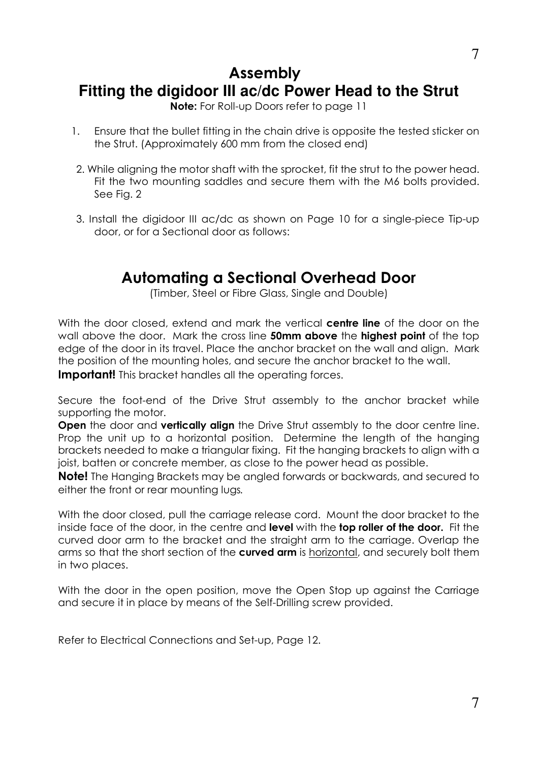# Assembly

## Fitting the digidoor III ac/dc Power Head to the Strut

**Note:** For Roll-up Doors refer to page 11

1. Ensure that the bullet fitting in the chain drive is opposite the tested sticker on the Strut. (Approximately 600 mm from the closed end)
2. While aligning the motor shaft with the sprocket, fit the strut to the power head. Fit the two mounting saddles and secure them with the M6 bolts provided. See Fig. 2
3. Install the digidoor III ac/dc as shown on Page 10 for a single-piece Tip-up door, or for a Sectional door as follows:

## Automating a Sectional Overhead Door

(Timber, Steel or Fibre Glass, Single and Double)

With the door closed, extend and mark the vertical **centre line** of the door on the wall above the door. Mark the cross line **50mm above** the **highest point** of the top edge of the door in its travel. Place the anchor bracket on the wall and align. Mark the position of the mounting holes, and secure the anchor bracket to the wall.

**Important!** This bracket handles all the operating forces.

Secure the foot-end of the Drive Strut assembly to the anchor bracket while supporting the motor.

**Open** the door and **vertically align** the Drive Strut assembly to the door centre line. Prop the unit up to a horizontal position. Determine the length of the hanging brackets needed to make a triangular fixing. Fit the hanging brackets to align with a joist, batten or concrete member, as close to the power head as possible.

**Note!** The Hanging Brackets may be angled forwards or backwards, and secured to either the front or rear mounting lugs.

With the door closed, pull the carriage release cord. Mount the door bracket to the inside face of the door, in the centre and **level** with the **top roller of the door.** Fit the curved door arm to the bracket and the straight arm to the carriage. Overlap the arms so that the short section of the **curved arm** is <u>horizontal</u>, and securely bolt them in two places.

With the door in the open position, move the Open Stop up against the Carriage and secure it in place by means of the Self-Drilling screw provided.

Refer to Electrical Connections and Set-up, Page 12.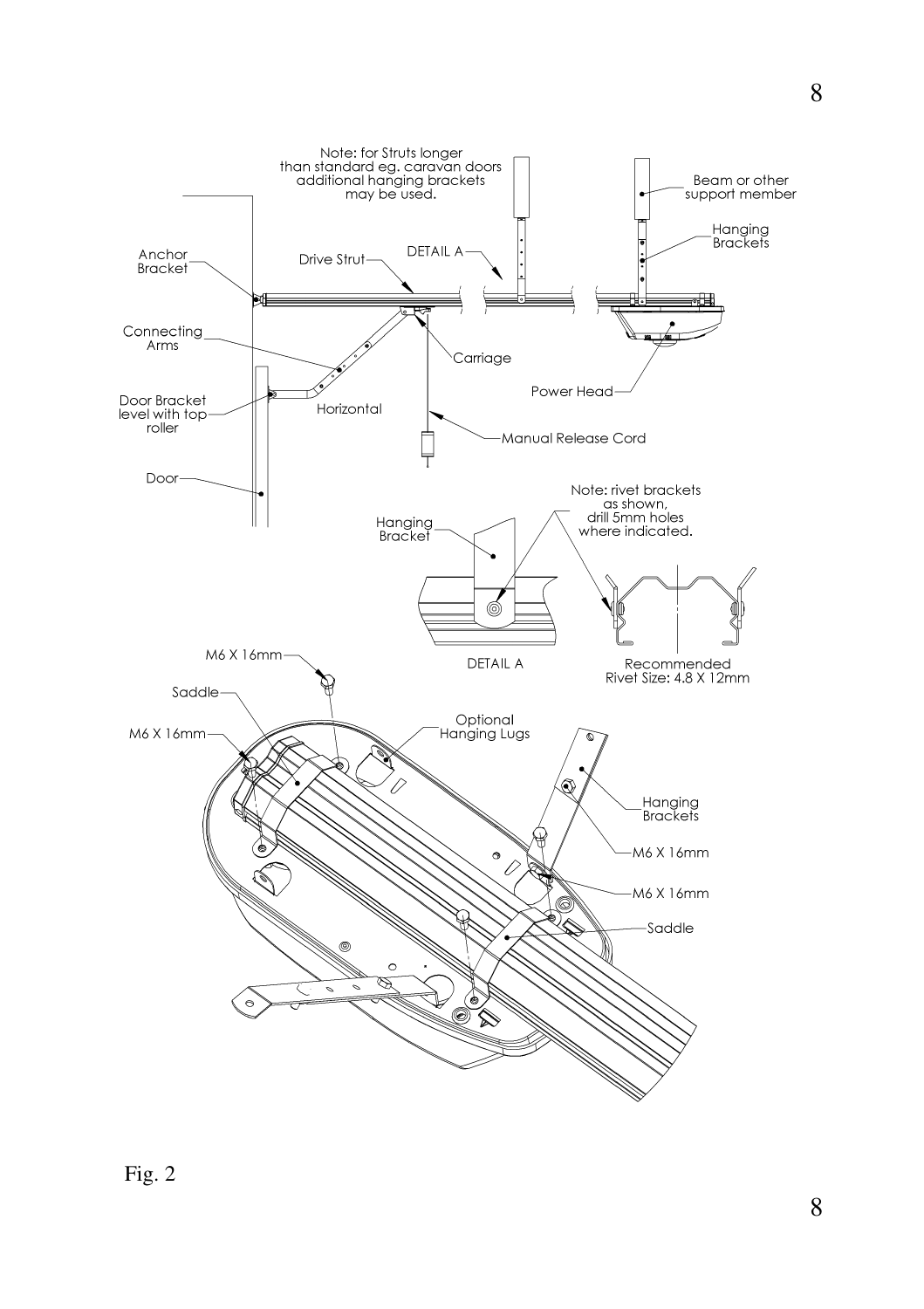Note: for Struts longer than standard eg. caravan doors additional hanging brackets may be used.

Beam or other support member

Hanging Brackets

Anchor Bracket

Drive Strut

DETAIL A

Connecting Arms

Carriage

Power Head

Door Bracket level with top roller

Horizontal

Manual Release Cord

Door

Note: rivet brackets as shown, drill 5mm holes where indicated.

Hanging Bracket

DETAIL A

Recommended Rivet Size: 4.8 X 12mm

M6 X 16mm

Saddle

M6 X 16mm

Optional Hanging Lugs

Hanging Brackets

M6 X 16mm

M6 X 16mm

Saddle

Fig. 2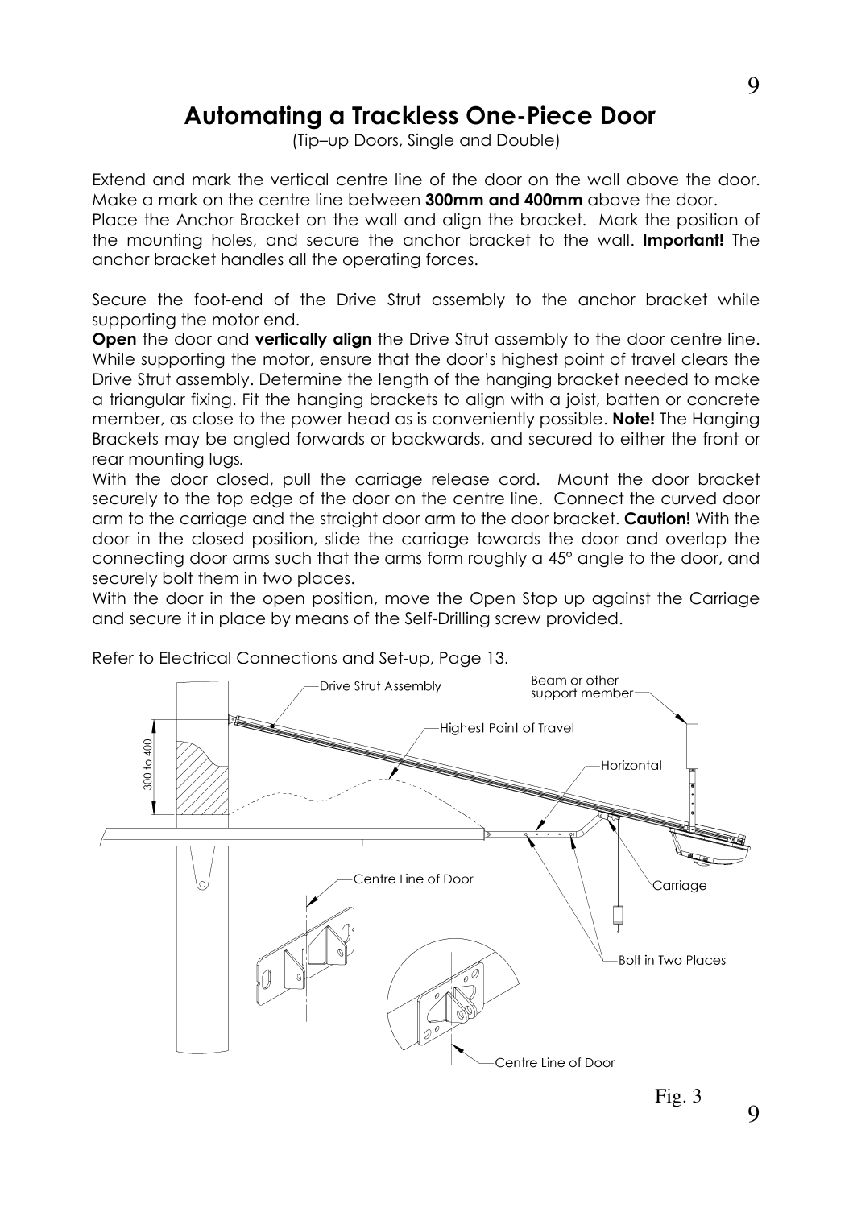# Automating a Trackless One-Piece Door

(Tip–up Doors, Single and Double)

Extend and mark the vertical centre line of the door on the wall above the door. Make a mark on the centre line between **300mm and 400mm** above the door.
Place the Anchor Bracket on the wall and align the bracket. Mark the position of the mounting holes, and secure the anchor bracket to the wall. **Important!** The anchor bracket handles all the operating forces.

Secure the foot-end of the Drive Strut assembly to the anchor bracket while supporting the motor end.
**Open** the door and **vertically align** the Drive Strut assembly to the door centre line. While supporting the motor, ensure that the door's highest point of travel clears the Drive Strut assembly. Determine the length of the hanging bracket needed to make a triangular fixing. Fit the hanging brackets to align with a joist, batten or concrete member, as close to the power head as is conveniently possible. **Note!** The Hanging Brackets may be angled forwards or backwards, and secured to either the front or rear mounting lugs.
With the door closed, pull the carriage release cord. Mount the door bracket securely to the top edge of the door on the centre line. Connect the curved door arm to the carriage and the straight door arm to the door bracket. **Caution!** With the door in the closed position, slide the carriage towards the door and overlap the connecting door arms such that the arms form roughly a 45° angle to the door, and securely bolt them in two places.
With the door in the open position, move the Open Stop up against the Carriage and secure it in place by means of the Self-Drilling screw provided.

Refer to Electrical Connections and Set-up, Page 13.

Drive Strut Assembly
Beam or other support member
Highest Point of Travel
Horizontal
300 to 400
Carriage
Centre Line of Door
Bolt in Two Places
Centre Line of Door

Fig. 3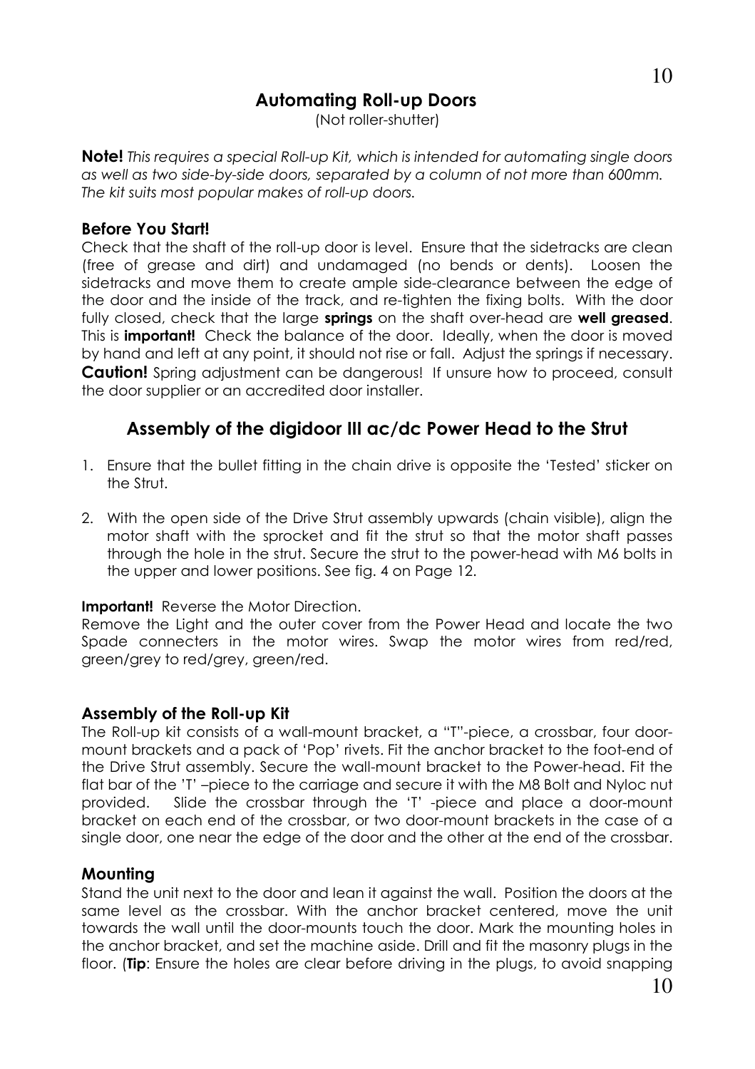## Automating Roll-up Doors

(Not roller-shutter)

**Note!** *This requires a special Roll-up Kit, which is intended for automating single doors as well as two side-by-side doors, separated by a column of not more than 600mm. The kit suits most popular makes of roll-up doors.*

### Before You Start!

Check that the shaft of the roll-up door is level. Ensure that the sidetracks are clean (free of grease and dirt) and undamaged (no bends or dents). Loosen the sidetracks and move them to create ample side-clearance between the edge of the door and the inside of the track, and re-tighten the fixing bolts. With the door fully closed, check that the large **springs** on the shaft over-head are **well greased**. This is **important!** Check the balance of the door. Ideally, when the door is moved by hand and left at any point, it should not rise or fall. Adjust the springs if necessary. **Caution!** Spring adjustment can be dangerous! If unsure how to proceed, consult the door supplier or an accredited door installer.

## Assembly of the digidoor III ac/dc Power Head to the Strut

1. Ensure that the bullet fitting in the chain drive is opposite the 'Tested' sticker on the Strut.
2. With the open side of the Drive Strut assembly upwards (chain visible), align the motor shaft with the sprocket and fit the strut so that the motor shaft passes through the hole in the strut. Secure the strut to the power-head with M6 bolts in the upper and lower positions. See fig. 4 on Page 12.

**Important!** Reverse the Motor Direction.

Remove the Light and the outer cover from the Power Head and locate the two Spade connecters in the motor wires. Swap the motor wires from red/red, green/grey to red/grey, green/red.

### Assembly of the Roll-up Kit

The Roll-up kit consists of a wall-mount bracket, a "T"-piece, a crossbar, four door-mount brackets and a pack of 'Pop' rivets. Fit the anchor bracket to the foot-end of the Drive Strut assembly. Secure the wall-mount bracket to the Power-head. Fit the flat bar of the 'T' –piece to the carriage and secure it with the M8 Bolt and Nyloc nut provided. Slide the crossbar through the 'T' -piece and place a door-mount bracket on each end of the crossbar, or two door-mount brackets in the case of a single door, one near the edge of the door and the other at the end of the crossbar.

### Mounting

Stand the unit next to the door and lean it against the wall. Position the doors at the same level as the crossbar. With the anchor bracket centered, move the unit towards the wall until the door-mounts touch the door. Mark the mounting holes in the anchor bracket, and set the machine aside. Drill and fit the masonry plugs in the floor. (**Tip**: Ensure the holes are clear before driving in the plugs, to avoid snapping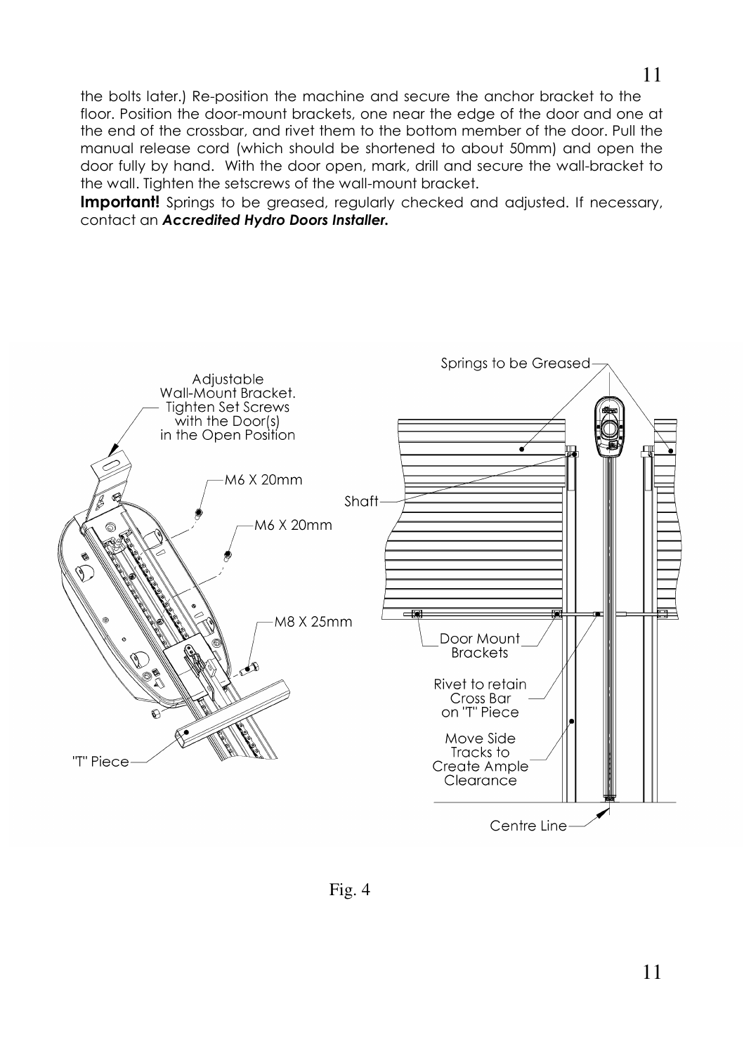the bolts later.) Re-position the machine and secure the anchor bracket to the floor. Position the door-mount brackets, one near the edge of the door and one at the end of the crossbar, and rivet them to the bottom member of the door. Pull the manual release cord (which should be shortened to about 50mm) and open the door fully by hand. With the door open, mark, drill and secure the wall-bracket to the wall. Tighten the setscrews of the wall-mount bracket.

**Important!** Springs to be greased, regularly checked and adjusted. If necessary, contact an ***Accredited Hydro Doors Installer.***

Fig. 4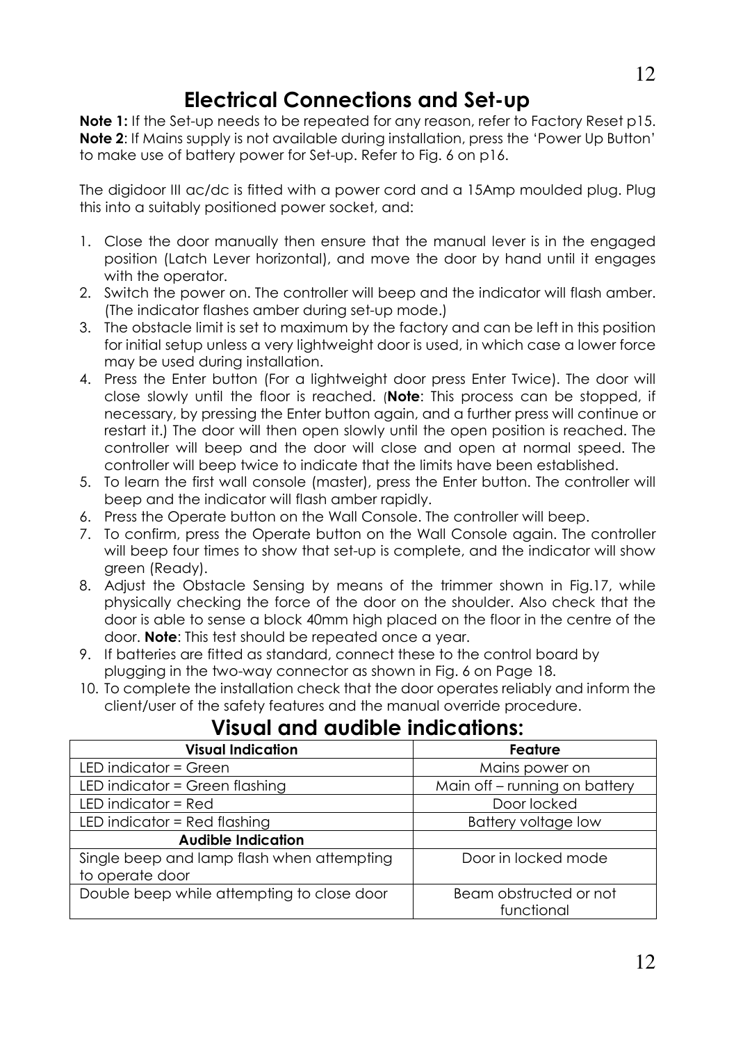# Electrical Connections and Set-up

**Note 1:** If the Set-up needs to be repeated for any reason, refer to Factory Reset p15.
**Note 2**: If Mains supply is not available during installation, press the 'Power Up Button' to make use of battery power for Set-up. Refer to Fig. 6 on p16.

The digidoor III ac/dc is fitted with a power cord and a 15Amp moulded plug. Plug this into a suitably positioned power socket, and:

1. Close the door manually then ensure that the manual lever is in the engaged position (Latch Lever horizontal), and move the door by hand until it engages with the operator.
2. Switch the power on. The controller will beep and the indicator will flash amber. (The indicator flashes amber during set-up mode.)
3. The obstacle limit is set to maximum by the factory and can be left in this position for initial setup unless a very lightweight door is used, in which case a lower force may be used during installation.
4. Press the Enter button (For a lightweight door press Enter Twice). The door will close slowly until the floor is reached. (**Note**: This process can be stopped, if necessary, by pressing the Enter button again, and a further press will continue or restart it.) The door will then open slowly until the open position is reached. The controller will beep and the door will close and open at normal speed. The controller will beep twice to indicate that the limits have been established.
5. To learn the first wall console (master), press the Enter button. The controller will beep and the indicator will flash amber rapidly.
6. Press the Operate button on the Wall Console. The controller will beep.
7. To confirm, press the Operate button on the Wall Console again. The controller will beep four times to show that set-up is complete, and the indicator will show green (Ready).
8. Adjust the Obstacle Sensing by means of the trimmer shown in Fig.17, while physically checking the force of the door on the shoulder. Also check that the door is able to sense a block 40mm high placed on the floor in the centre of the door. **Note**: This test should be repeated once a year.
9. If batteries are fitted as standard, connect these to the control board by plugging in the two-way connector as shown in Fig. 6 on Page 18.
10. To complete the installation check that the door operates reliably and inform the client/user of the safety features and the manual override procedure.

## Visual and audible indications:

| Visual Indication | Feature |
|---|---|
| LED indicator = Green | Mains power on |
| LED indicator = Green flashing | Main off – running on battery |
| LED indicator = Red | Door locked |
| LED indicator = Red flashing | Battery voltage low |
| **Audible Indication** | |
| Single beep and lamp flash when attempting to operate door | Door in locked mode |
| Double beep while attempting to close door | Beam obstructed or not functional |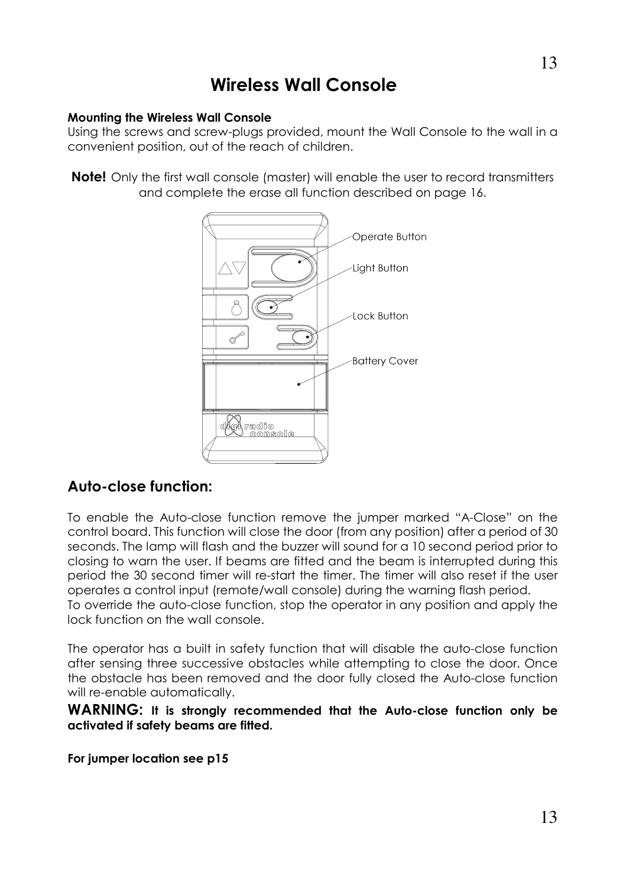# Wireless Wall Console

**Mounting the Wireless Wall Console**
Using the screws and screw-plugs provided, mount the Wall Console to the wall in a convenient position, out of the reach of children.

**Note!** Only the first wall console (master) will enable the user to record transmitters and complete the erase all function described on page 16.

Operate Button

Light Button

Lock Button

Battery Cover

## Auto-close function:

To enable the Auto-close function remove the jumper marked "A-Close" on the control board. This function will close the door (from any position) after a period of 30 seconds. The lamp will flash and the buzzer will sound for a 10 second period prior to closing to warn the user. If beams are fitted and the beam is interrupted during this period the 30 second timer will re-start the timer. The timer will also reset if the user operates a control input (remote/wall console) during the warning flash period.
To override the auto-close function, stop the operator in any position and apply the lock function on the wall console.

The operator has a built in safety function that will disable the auto-close function after sensing three successive obstacles while attempting to close the door. Once the obstacle has been removed and the door fully closed the Auto-close function will re-enable automatically.

**WARNING: It is strongly recommended that the Auto-close function only be activated if safety beams are fitted.**

**For jumper location see p15**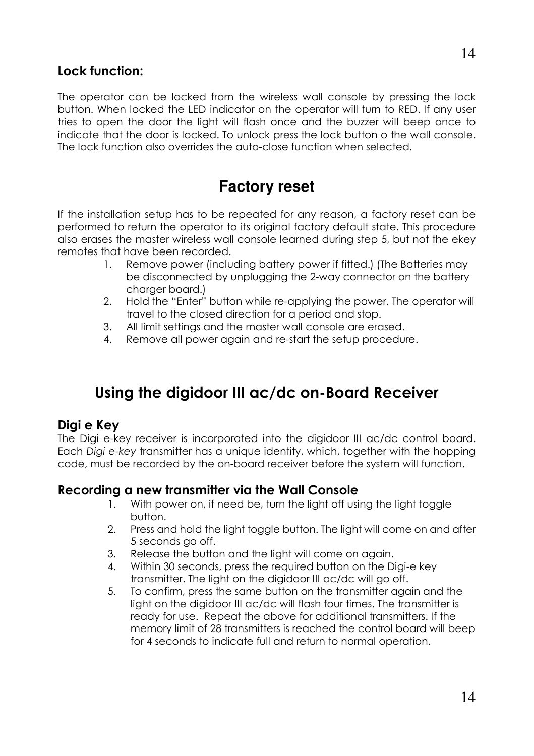### Lock function:

The operator can be locked from the wireless wall console by pressing the lock button. When locked the LED indicator on the operator will turn to RED. If any user tries to open the door the light will flash once and the buzzer will beep once to indicate that the door is locked. To unlock press the lock button o the wall console. The lock function also overrides the auto-close function when selected.

## Factory reset

If the installation setup has to be repeated for any reason, a factory reset can be performed to return the operator to its original factory default state. This procedure also erases the master wireless wall console learned during step 5, but not the ekey remotes that have been recorded.

1. Remove power (including battery power if fitted.) (The Batteries may be disconnected by unplugging the 2-way connector on the battery charger board.)
2. Hold the "Enter" button while re-applying the power. The operator will travel to the closed direction for a period and stop.
3. All limit settings and the master wall console are erased.
4. Remove all power again and re-start the setup procedure.

## Using the digidoor III ac/dc on-Board Receiver

### Digi e Key

The Digi e-key receiver is incorporated into the digidoor III ac/dc control board. Each *Digi e-key* transmitter has a unique identity, which, together with the hopping code, must be recorded by the on-board receiver before the system will function.

### Recording a new transmitter via the Wall Console

1. With power on, if need be, turn the light off using the light toggle button.
2. Press and hold the light toggle button. The light will come on and after 5 seconds go off.
3. Release the button and the light will come on again.
4. Within 30 seconds, press the required button on the Digi-e key transmitter. The light on the digidoor III ac/dc will go off.
5. To confirm, press the same button on the transmitter again and the light on the digidoor III ac/dc will flash four times. The transmitter is ready for use. Repeat the above for additional transmitters. If the memory limit of 28 transmitters is reached the control board will beep for 4 seconds to indicate full and return to normal operation.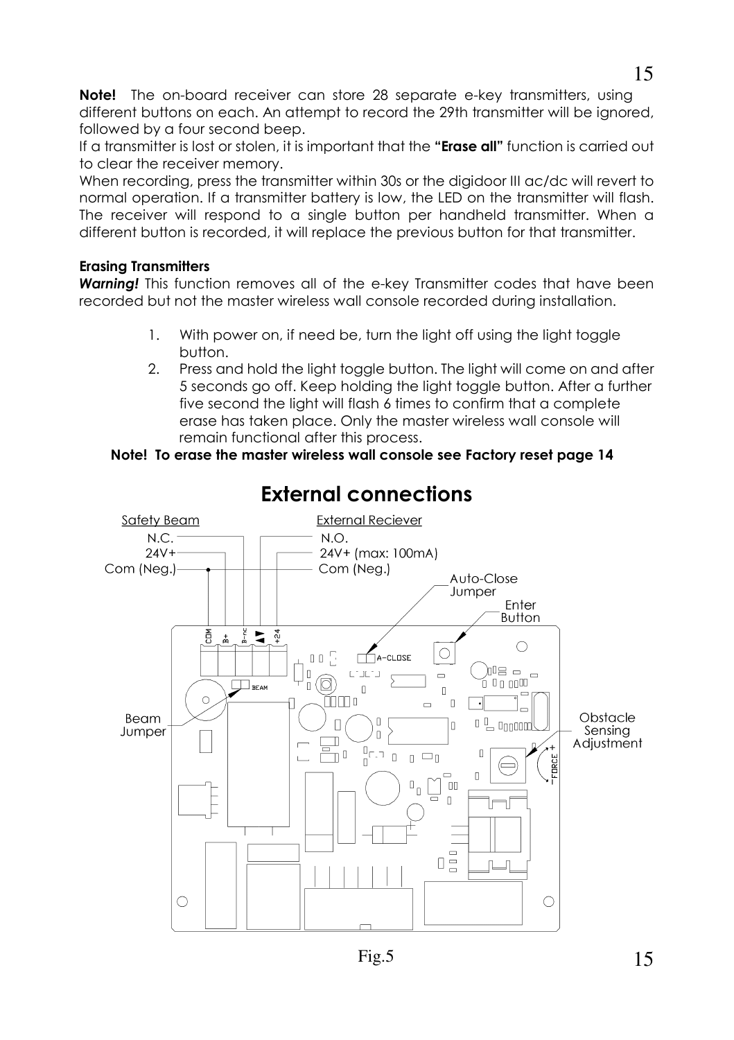**Note!** The on-board receiver can store 28 separate e-key transmitters, using different buttons on each. An attempt to record the 29th transmitter will be ignored, followed by a four second beep.

If a transmitter is lost or stolen, it is important that the **"Erase all"** function is carried out to clear the receiver memory.

When recording, press the transmitter within 30s or the digidoor III ac/dc will revert to normal operation. If a transmitter battery is low, the LED on the transmitter will flash. The receiver will respond to a single button per handheld transmitter. When a different button is recorded, it will replace the previous button for that transmitter.

#### Erasing Transmitters

***Warning!*** This function removes all of the e-key Transmitter codes that have been recorded but not the master wireless wall console recorded during installation.

1. With power on, if need be, turn the light off using the light toggle button.
2. Press and hold the light toggle button. The light will come on and after 5 seconds go off. Keep holding the light toggle button. After a further five second the light will flash 6 times to confirm that a complete erase has taken place. Only the master wireless wall console will remain functional after this process.

**Note! To erase the master wireless wall console see Factory reset page 14**

## External connections

Safety Beam: N.C., 24V+, Com (Neg.)

External Reciever: N.O., 24V+ (max: 100mA), Com (Neg.)

Auto-Close Jumper

Enter Button

Beam Jumper

Obstacle Sensing Adjustment

Fig.5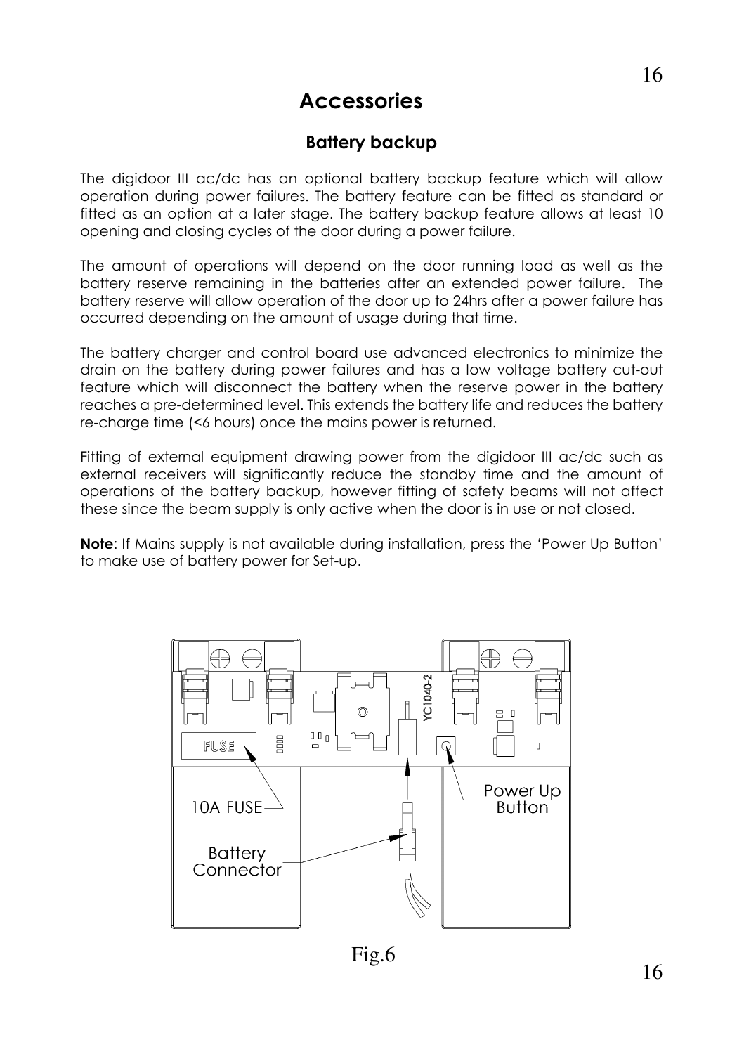# Accessories

## Battery backup

The digidoor III ac/dc has an optional battery backup feature which will allow operation during power failures. The battery feature can be fitted as standard or fitted as an option at a later stage. The battery backup feature allows at least 10 opening and closing cycles of the door during a power failure.

The amount of operations will depend on the door running load as well as the battery reserve remaining in the batteries after an extended power failure. The battery reserve will allow operation of the door up to 24hrs after a power failure has occurred depending on the amount of usage during that time.

The battery charger and control board use advanced electronics to minimize the drain on the battery during power failures and has a low voltage battery cut-out feature which will disconnect the battery when the reserve power in the battery reaches a pre-determined level. This extends the battery life and reduces the battery re-charge time (<6 hours) once the mains power is returned.

Fitting of external equipment drawing power from the digidoor III ac/dc such as external receivers will significantly reduce the standby time and the amount of operations of the battery backup, however fitting of safety beams will not affect these since the beam supply is only active when the door is in use or not closed.

**Note**: If Mains supply is not available during installation, press the 'Power Up Button' to make use of battery power for Set-up.

FUSE

YC1040-2

10A FUSE

Power Up Button

Battery Connector

Fig.6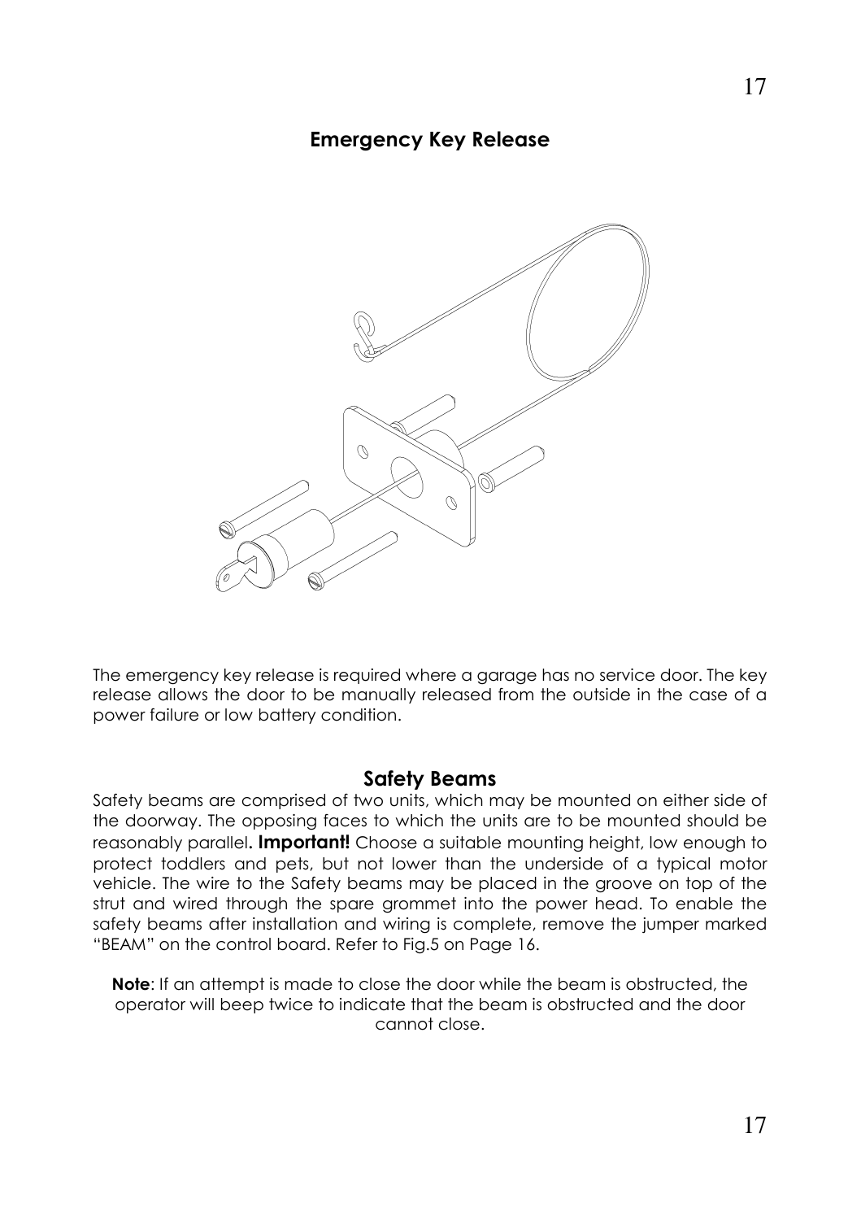## Emergency Key Release

The emergency key release is required where a garage has no service door. The key release allows the door to be manually released from the outside in the case of a power failure or low battery condition.

## Safety Beams

Safety beams are comprised of two units, which may be mounted on either side of the doorway. The opposing faces to which the units are to be mounted should be reasonably parallel**. Important!** Choose a suitable mounting height, low enough to protect toddlers and pets, but not lower than the underside of a typical motor vehicle. The wire to the Safety beams may be placed in the groove on top of the strut and wired through the spare grommet into the power head. To enable the safety beams after installation and wiring is complete, remove the jumper marked "BEAM" on the control board. Refer to Fig.5 on Page 16.

**Note**: If an attempt is made to close the door while the beam is obstructed, the operator will beep twice to indicate that the beam is obstructed and the door cannot close.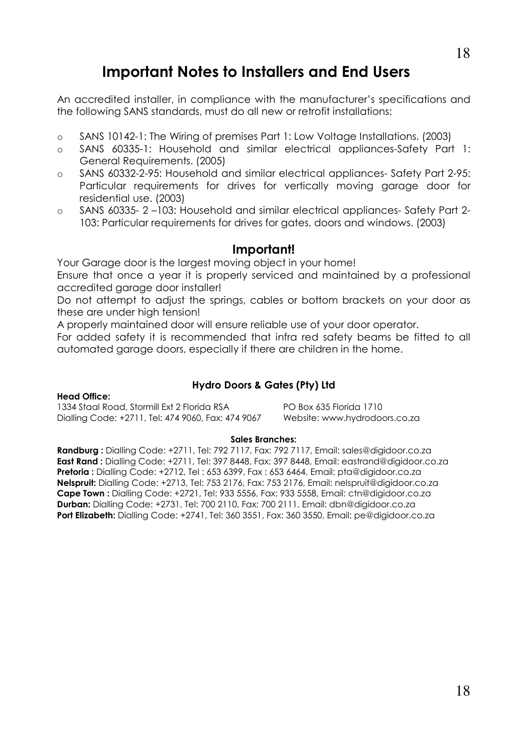# Important Notes to Installers and End Users

An accredited installer, in compliance with the manufacturer's specifications and the following SANS standards, must do all new or retrofit installations:

- SANS 10142-1: The Wiring of premises Part 1: Low Voltage Installations. (2003)
- SANS 60335-1: Household and similar electrical appliances-Safety Part 1: General Requirements. (2005)
- SANS 60332-2-95: Household and similar electrical appliances- Safety Part 2-95: Particular requirements for drives for vertically moving garage door for residential use. (2003)
- SANS 60335- 2 –103: Household and similar electrical appliances- Safety Part 2-103: Particular requirements for drives for gates, doors and windows. (2003)

## Important!

Your Garage door is the largest moving object in your home!

Ensure that once a year it is properly serviced and maintained by a professional accredited garage door installer!

Do not attempt to adjust the springs, cables or bottom brackets on your door as these are under high tension!

A properly maintained door will ensure reliable use of your door operator.

For added safety it is recommended that infra red safety beams be fitted to all automated garage doors, especially if there are children in the home.

**Hydro Doors & Gates (Pty) Ltd**

**Head Office:**

1334 Staal Road, Stormill Ext 2 Florida RSA
PO Box 635 Florida 1710

Dialling Code: +2711, Tel: 474 9060, Fax: 474 9067
Website: www.hydrodoors.co.za

**Sales Branches:**

**Randburg :** Dialling Code: +2711, Tel: 792 7117, Fax: 792 7117, Email: sales@digidoor.co.za
**East Rand :** Dialling Code: +2711, Tel: 397 8448, Fax: 397 8448, Email: eastrand@digidoor.co.za
**Pretoria :** Dialling Code: +2712, Tel : 653 6399, Fax : 653 6464, Email: pta@digidoor.co.za
**Nelspruit:** Dialling Code: +2713, Tel: 753 2176, Fax: 753 2176, Email: nelspruit@digidoor.co.za
**Cape Town :** Dialling Code: +2721, Tel: 933 5556, Fax: 933 5558, Email: ctn@digidoor.co.za
**Durban:** Dialling Code: +2731, Tel: 700 2110, Fax: 700 2111, Email: dbn@digidoor.co.za
**Port Elizabeth:** Dialling Code: +2741, Tel: 360 3551, Fax: 360 3550, Email: pe@digidoor.co.za